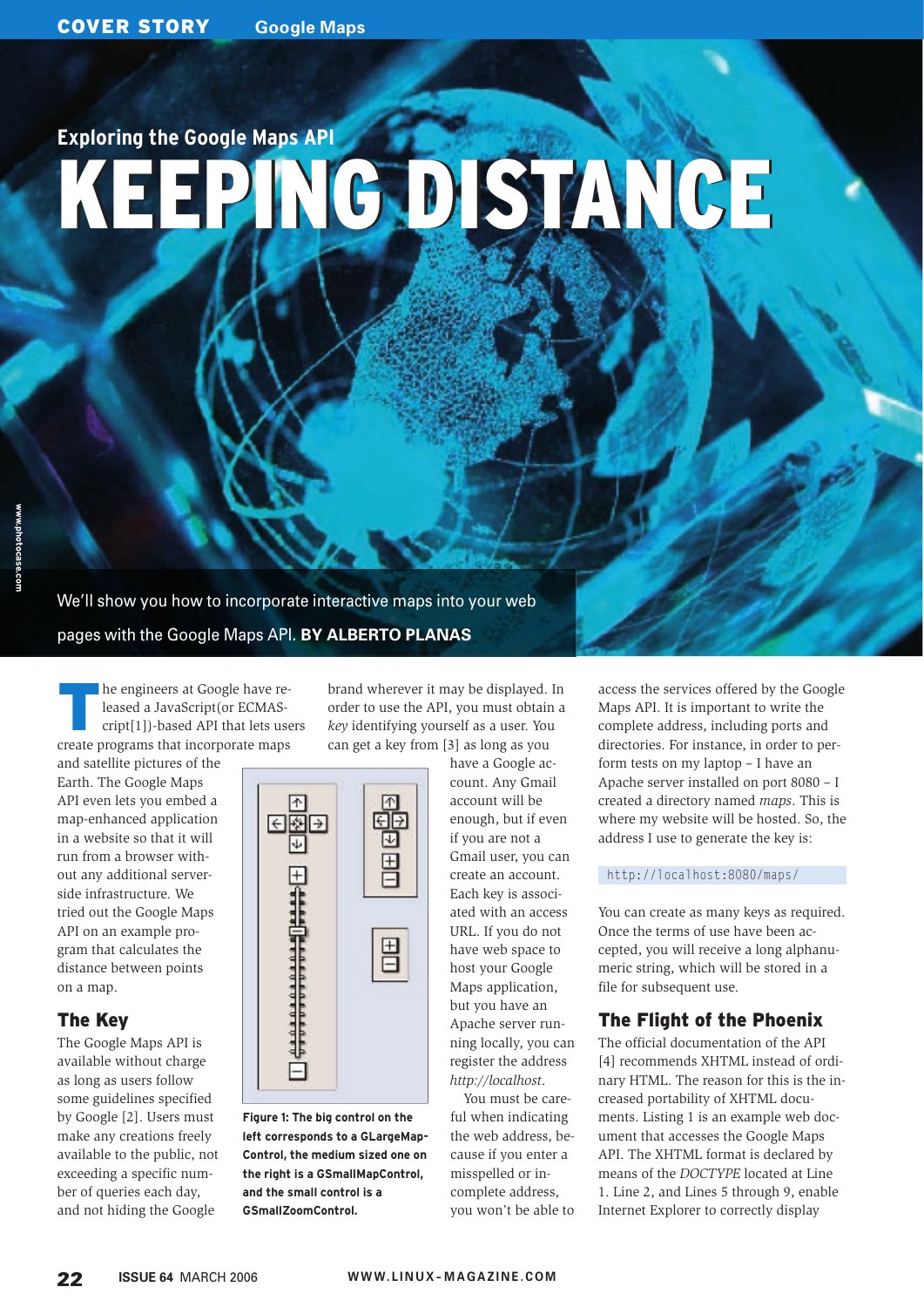## Exploring the Google Maps API

# KEEPING DISTANCE

We'll show you how to incorporate interactive maps into your web pages with the Google Maps API. **BY ALBERTO PLANAS**

The engineers at Google have released a JavaScript(or ECMAScript[1])-based API that lets users create programs that incorporate maps and satellite pictures of the Earth. The Google Maps API even lets you embed a map-enhanced application in a website so that it will run from a browser without any additional server-side infrastructure. We tried out the Google Maps API on an example program that calculates the distance between points on a map.

## The Key

The Google Maps API is available without charge as long as users follow some guidelines specified by Google [2]. Users must make any creations freely available to the public, not exceeding a specific number of queries each day, and not hiding the Google brand wherever it may be displayed. In order to use the API, you must obtain a *key* identifying yourself as a user. You can get a key from [3] as long as you have a Google account. Any Gmail account will be enough, but if even if you are not a Gmail user, you can create an account. Each key is associated with an access URL. If you do not have web space to host your Google Maps application, but you have an Apache server running locally, you can register the address *http://localhost*.

You must be careful when indicating the web address, because if you enter a misspelled or incomplete address, you won't be able to access the services offered by the Google Maps API. It is important to write the complete address, including ports and directories. For instance, in order to perform tests on my laptop – I have an Apache server installed on port 8080 – I created a directory named *maps*. This is where my website will be hosted. So, the address I use to generate the key is:

```
http://localhost:8080/maps/
```

You can create as many keys as required. Once the terms of use have been accepted, you will receive a long alphanumeric string, which will be stored in a file for subsequent use.

**Figure 1: The big control on the left corresponds to a GLargeMapControl, the medium sized one on the right is a GSmallMapControl, and the small control is a GSmallZoomControl.**

## The Flight of the Phoenix

The official documentation of the API [4] recommends XHTML instead of ordinary HTML. The reason for this is the increased portability of XHTML documents. Listing 1 is an example web document that accesses the Google Maps API. The XHTML format is declared by means of the *DOCTYPE* located at Line 1. Line 2, and Lines 5 through 9, enable Internet Explorer to correctly display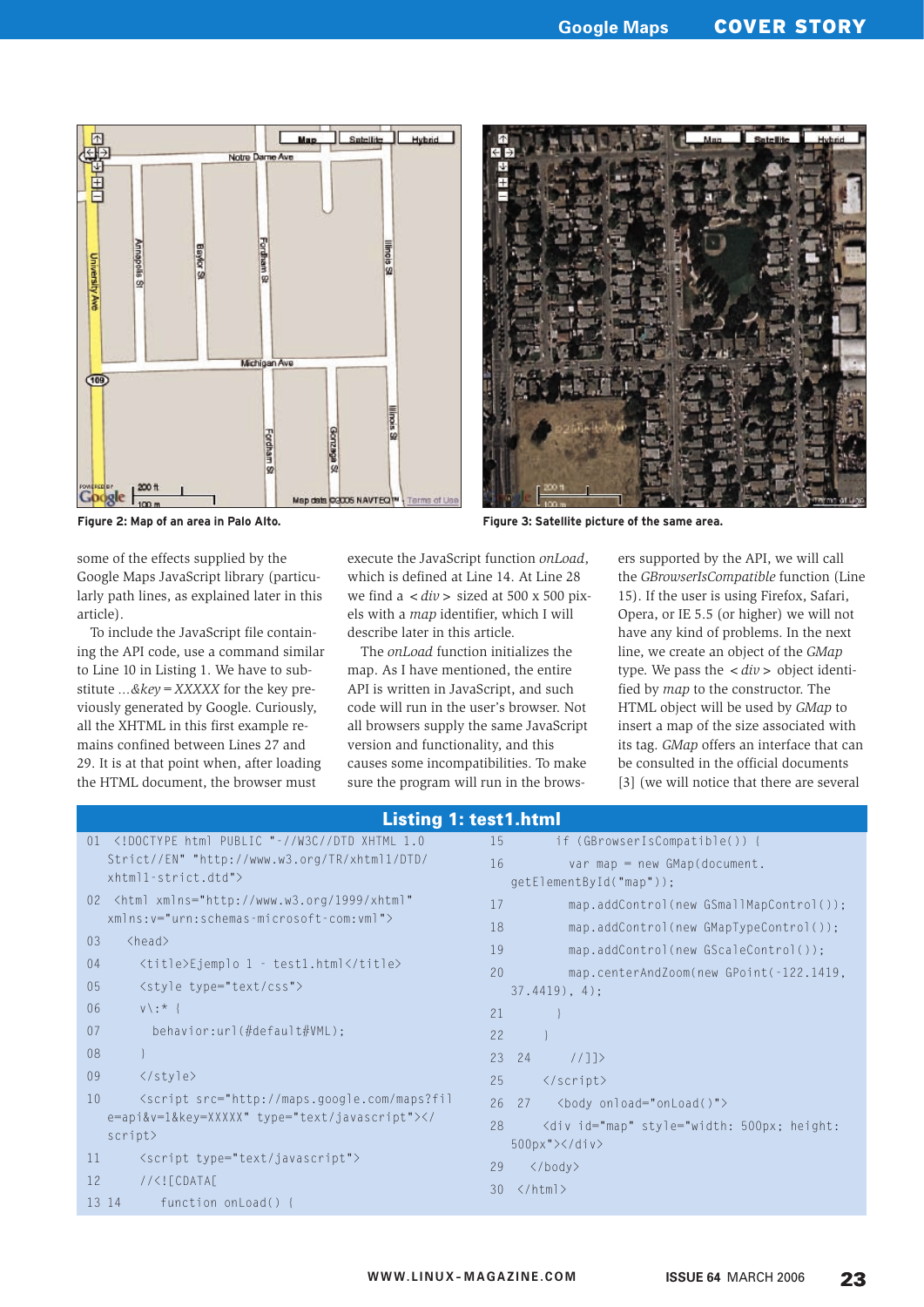Figure 2: Map of an area in Palo Alto.

Figure 3: Satellite picture of the same area.

some of the effects supplied by the Google Maps JavaScript library (particularly path lines, as explained later in this article).

To include the JavaScript file containing the API code, use a command similar to Line 10 in Listing 1. We have to substitute *...&key=XXXXX* for the key previously generated by Google. Curiously, all the XHTML in this first example remains confined between Lines 27 and 29. It is at that point when, after loading the HTML document, the browser must execute the JavaScript function *onLoad*, which is defined at Line 14. At Line 28 we find a *<div>* sized at 500 x 500 pixels with a *map* identifier, which I will describe later in this article.

The *onLoad* function initializes the map. As I have mentioned, the entire API is written in JavaScript, and such code will run in the user's browser. Not all browsers supply the same JavaScript version and functionality, and this causes some incompatibilities. To make sure the program will run in the browsers supported by the API, we will call the *GBrowserIsCompatible* function (Line 15). If the user is using Firefox, Safari, Opera, or IE 5.5 (or higher) we will not have any kind of problems. In the next line, we create an object of the *GMap* type. We pass the *<div>* object identified by *map* to the constructor. The HTML object will be used by *GMap* to insert a map of the size associated with its tag. *GMap* offers an interface that can be consulted in the official documents [3] (we will notice that there are several

### Listing 1: test1.html

```
01 <!DOCTYPE html PUBLIC "-//W3C//DTD XHTML 1.0
   Strict//EN" "http://www.w3.org/TR/xhtml1/DTD/
   xhtml1-strict.dtd">
02 <html xmlns="http://www.w3.org/1999/xhtml"
   xmlns:v="urn:schemas-microsoft-com:vml">
03   <head>
04     <title>Ejemplo 1 - test1.html</title>
05     <style type="text/css">
06     v\:* {
07       behavior:url(#default#VML);
08     }
09     </style>
10     <script src="http://maps.google.com/maps?fil
e=api&v=1&key=XXXXX" type="text/javascript"></
   script>
11     <script type="text/javascript">
12     //<![CDATA[
13 14      function onLoad() {
15         if (GBrowserIsCompatible()) {
16           var map = new GMap(document.
   getElementById("map"));
17           map.addControl(new GSmallMapControl());
18           map.addControl(new GMapTypeControl());
19           map.addControl(new GScaleControl());
20           map.centerAndZoom(new GPoint(-122.1419,
   37.4419), 4);
21         }
22       }
23 24      //]]>
25     </script>
26 27    <body onload="onLoad()">
28     <div id="map" style="width: 500px; height:
   500px"></div>
29   </body>
30 </html>
```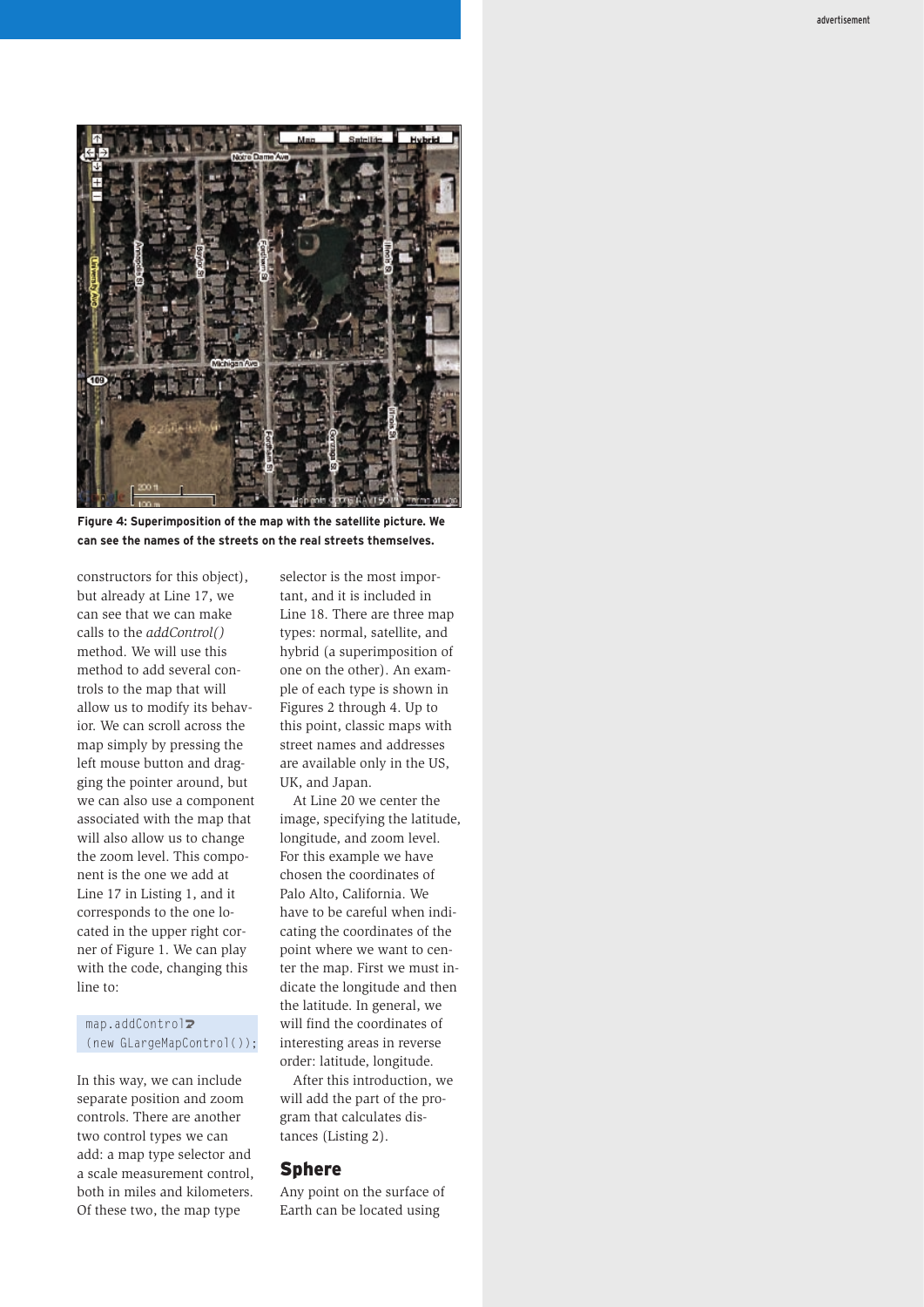**Figure 4: Superimposition of the map with the satellite picture. We can see the names of the streets on the real streets themselves.**

constructors for this object), but already at Line 17, we can see that we can make calls to the *addControl()* method. We will use this method to add several controls to the map that will allow us to modify its behavior. We can scroll across the map simply by pressing the left mouse button and dragging the pointer around, but we can also use a component associated with the map that will also allow us to change the zoom level. This component is the one we add at Line 17 in Listing 1, and it corresponds to the one located in the upper right corner of Figure 1. We can play with the code, changing this line to:

```
map.addControl
(new GLargeMapControl());
```

In this way, we can include separate position and zoom controls. There are another two control types we can add: a map type selector and a scale measurement control, both in miles and kilometers. Of these two, the map type selector is the most important, and it is included in Line 18. There are three map types: normal, satellite, and hybrid (a superimposition of one on the other). An example of each type is shown in Figures 2 through 4. Up to this point, classic maps with street names and addresses are available only in the US, UK, and Japan.

At Line 20 we center the image, specifying the latitude, longitude, and zoom level. For this example we have chosen the coordinates of Palo Alto, California. We have to be careful when indicating the coordinates of the point where we want to center the map. First we must indicate the longitude and then the latitude. In general, we will find the coordinates of interesting areas in reverse order: latitude, longitude.

After this introduction, we will add the part of the program that calculates distances (Listing 2).

## Sphere

Any point on the surface of Earth can be located using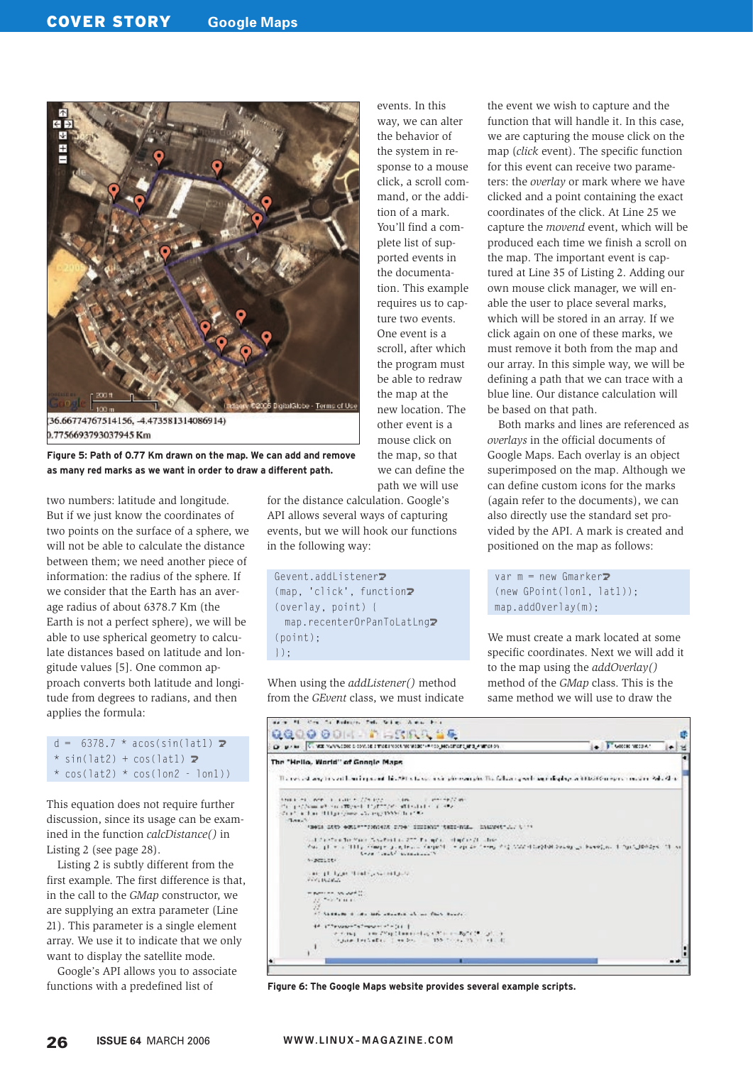Figure 5: Path of 0.77 Km drawn on the map. We can add and remove as many red marks as we want in order to draw a different path.

two numbers: latitude and longitude. But if we just know the coordinates of two points on the surface of a sphere, we will not be able to calculate the distance between them; we need another piece of information: the radius of the sphere. If we consider that the Earth has an average radius of about 6378.7 Km (the Earth is not a perfect sphere), we will be able to use spherical geometry to calculate distances based on latitude and longitude values [5]. One common approach converts both latitude and longitude from degrees to radians, and then applies the formula:

```
d = 6378.7 * acos(sin(lat1) 
* sin(lat2) + cos(lat1) 
* cos(lat2) * cos(lon2 - lon1))
```

This equation does not require further discussion, since its usage can be examined in the function *calcDistance()* in Listing 2 (see page 28).

Listing 2 is subtly different from the first example. The first difference is that, in the call to the *GMap* constructor, we are supplying an extra parameter (Line 21). This parameter is a single element array. We use it to indicate that we only want to display the satellite mode.

Google's API allows you to associate functions with a predefined list of events. In this way, we can alter the behavior of the system in response to a mouse click, a scroll command, or the addition of a mark. You'll find a complete list of supported events in the documentation. This example requires us to capture two events. One event is a scroll, after which the program must be able to redraw the map at the new location. The other event is a mouse click on the map, so that we can define the path we will use for the distance calculation. Google's API allows several ways of capturing events, but we will hook our functions in the following way:

```
Gevent.addListener
(map, 'click', function
(overlay, point) {
  map.recenterOrPanToLatLng
(point);
});
```

When using the *addListener()* method from the *GEvent* class, we must indicate the event we wish to capture and the function that will handle it. In this case, we are capturing the mouse click on the map (*click* event). The specific function for this event can receive two parameters: the *overlay* or mark where we have clicked and a point containing the exact coordinates of the click. At Line 25 we capture the *movend* event, which will be produced each time we finish a scroll on the map. The important event is captured at Line 35 of Listing 2. Adding our own mouse click manager, we will enable the user to place several marks, which will be stored in an array. If we click again on one of these marks, we must remove it both from the map and our array. In this simple way, we will be defining a path that we can trace with a blue line. Our distance calculation will be based on that path.

Both marks and lines are referenced as *overlays* in the official documents of Google Maps. Each overlay is an object superimposed on the map. Although we can define custom icons for the marks (again refer to the documents), we can also directly use the standard set provided by the API. A mark is created and positioned on the map as follows:

```
var m = new Gmarker
(new GPoint(lon1, lat1));
map.addOverlay(m);
```

We must create a mark located at some specific coordinates. Next we will add it to the map using the *addOverlay()* method of the *GMap* class. This is the same method we will use to draw the

Figure 6: The Google Maps website provides several example scripts.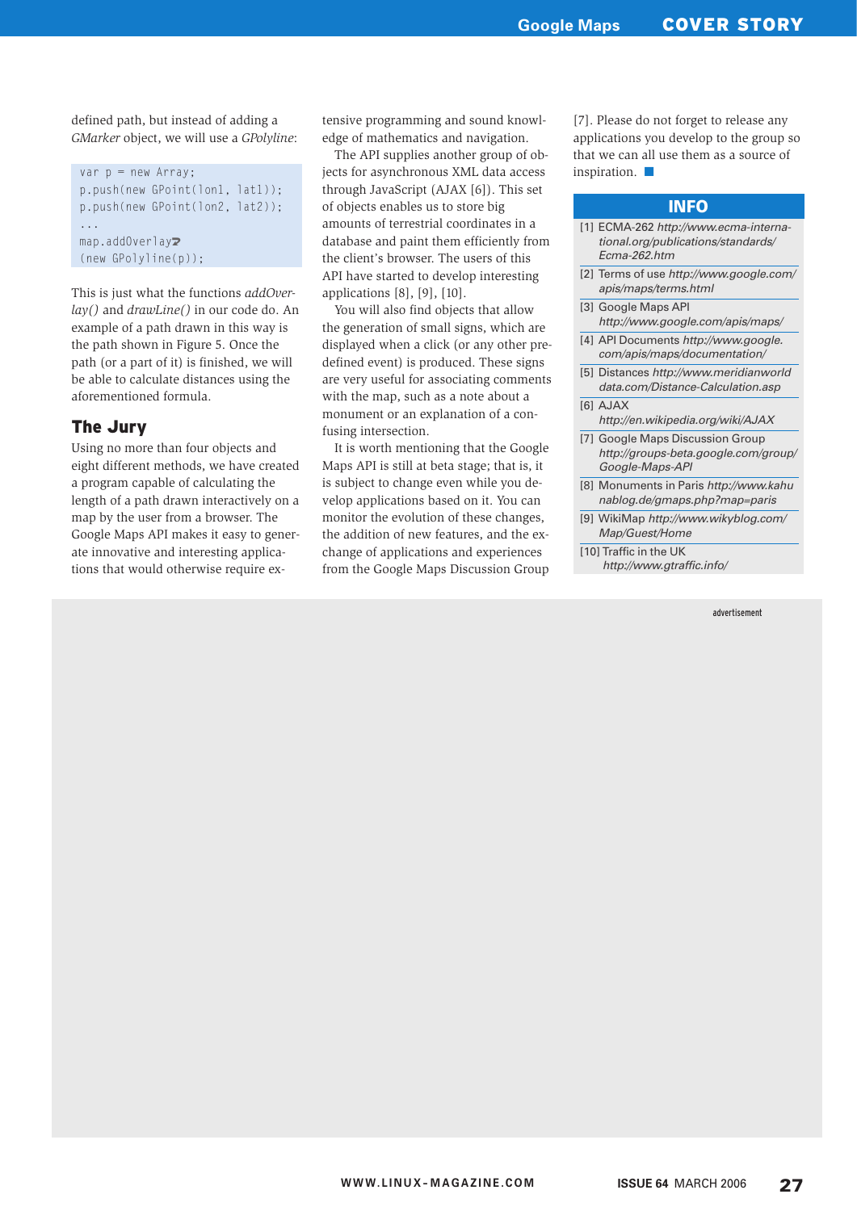defined path, but instead of adding a *GMarker* object, we will use a *GPolyline*:

```
var p = new Array;
p.push(new GPoint(lon1, lat1));
p.push(new GPoint(lon2, lat2));
...
map.addOverlay
(new GPolyline(p));
```

This is just what the functions *addOverlay()* and *drawLine()* in our code do. An example of a path drawn in this way is the path shown in Figure 5. Once the path (or a part of it) is finished, we will be able to calculate distances using the aforementioned formula.

## The Jury

Using no more than four objects and eight different methods, we have created a program capable of calculating the length of a path drawn interactively on a map by the user from a browser. The Google Maps API makes it easy to generate innovative and interesting applications that would otherwise require extensive programming and sound knowledge of mathematics and navigation.

The API supplies another group of objects for asynchronous XML data access through JavaScript (AJAX [6]). This set of objects enables us to store big amounts of terrestrial coordinates in a database and paint them efficiently from the client's browser. The users of this API have started to develop interesting applications [8], [9], [10].

You will also find objects that allow the generation of small signs, which are displayed when a click (or any other predefined event) is produced. These signs are very useful for associating comments with the map, such as a note about a monument or an explanation of a confusing intersection.

It is worth mentioning that the Google Maps API is still at beta stage; that is, it is subject to change even while you develop applications based on it. You can monitor the evolution of these changes, the addition of new features, and the exchange of applications and experiences from the Google Maps Discussion Group [7]. Please do not forget to release any applications you develop to the group so that we can all use them as a source of inspiration. ■

## INFO

- [1] ECMA-262 *http://www.ecma-international.org/publications/standards/Ecma-262.htm*
- [2] Terms of use *http://www.google.com/apis/maps/terms.html*
- [3] Google Maps API *http://www.google.com/apis/maps/*
- [4] API Documents *http://www.google.com/apis/maps/documentation/*
- [5] Distances *http://www.meridianworlddata.com/Distance-Calculation.asp*
- [6] AJAX *http://en.wikipedia.org/wiki/AJAX*
- [7] Google Maps Discussion Group *http://groups-beta.google.com/group/Google-Maps-API*
- [8] Monuments in Paris *http://www.kahunablog.de/gmaps.php?map=paris*
- [9] WikiMap *http://www.wikyblog.com/Map/Guest/Home*
- [10] Traffic in the UK *http://www.gtraffic.info/*

advertisement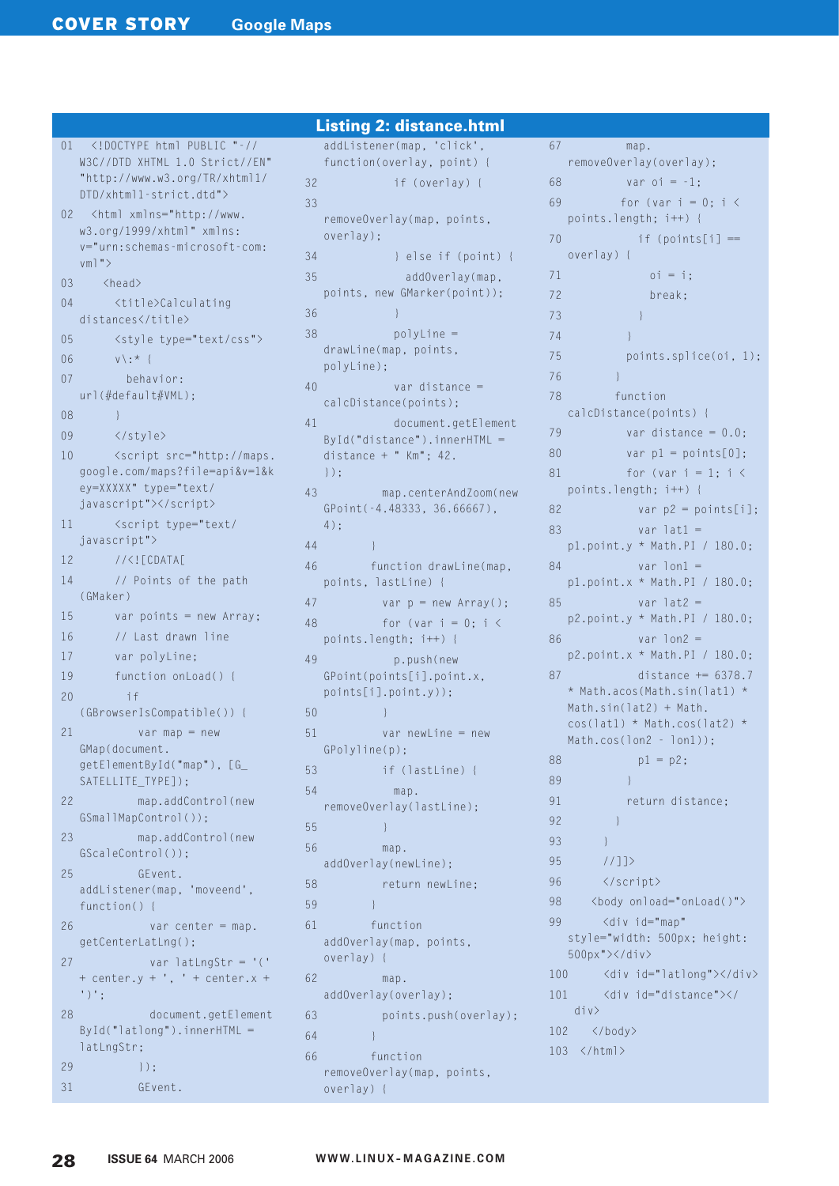### Listing 2: distance.html

```
01  <!DOCTYPE html PUBLIC "-//
    W3C//DTD XHTML 1.0 Strict//EN"
    "http://www.w3.org/TR/xhtml1/
    DTD/xhtml1-strict.dtd">
02  <html xmlns="http://www.
    w3.org/1999/xhtml" xmlns:
    v="urn:schemas-microsoft-com:
    vml">
03    <head>
04      <title>Calculating
    distances</title>
05      <style type="text/css">
06      v\:* {
07        behavior:
    url(#default#VML);
08      }
09      </style>
10      <script src="http://maps.
    google.com/maps?file=api&v=1&k
    ey=XXXXX" type="text/
    javascript"></script>
11      <script type="text/
    javascript">
12      //<![CDATA[
14      // Points of the path
    (GMaker)
15      var points = new Array;
16      // Last drawn line
17      var polyLine;
19      function onLoad() {
20        if
    (GBrowserIsCompatible()) {
21          var map = new
    GMap(document.
    getElementById("map"), [G_
    SATELLITE_TYPE]);
22          map.addControl(new
    GSmallMapControl());
23          map.addControl(new
    GScaleControl());
25          GEvent.
    addListener(map, 'moveend',
    function() {
26            var center = map.
    getCenterLatLng();
27            var latLngStr = '('
    + center.y + ', ' + center.x +
    ')';
28            document.getElement
    ById("latlong").innerHTML =
    latLngStr;
29          });
31          GEvent.
    addListener(map, 'click',
    function(overlay, point) {
32            if (overlay) {
33
    removeOverlay(map, points,
    overlay);
34            } else if (point) {
35              addOverlay(map,
    points, new GMarker(point));
36            }
38            polyLine =
    drawLine(map, points,
    polyLine);
40            var distance =
    calcDistance(points);
41            document.getElement
    ById("distance").innerHTML =
    distance + " Km"; 42.
    });
43          map.centerAndZoom(new
    GPoint(-4.48333, 36.66667),
    4);
44        }
46      function drawLine(map,
    points, lastLine) {
47        var p = new Array();
48        for (var i = 0; i <
    points.length; i++) {
49          p.push(new
    GPoint(points[i].point.x,
    points[i].point.y));
50        }
51        var newLine = new
    GPolyline(p);
53        if (lastLine) {
54          map.
    removeOverlay(lastLine);
55        }
56        map.
    addOverlay(newLine);
58        return newLine;
59      }
61      function
    addOverlay(map, points,
    overlay) {
62        map.
    addOverlay(overlay);
63        points.push(overlay);
64      }
66      function
    removeOverlay(map, points,
    overlay) {
67        map.
    removeOverlay(overlay);
68        var oi = -1;
69        for (var i = 0; i <
    points.length; i++) {
70          if (points[i] ==
    overlay) {
71            oi = i;
72            break;
73          }
74        }
75        points.splice(oi, 1);
76      }
78      function
    calcDistance(points) {
79        var distance = 0.0;
80        var p1 = points[0];
81        for (var i = 1; i <
    points.length; i++) {
82          var p2 = points[i];
83          var lat1 =
    p1.point.y * Math.PI / 180.0;
84          var lon1 =
    p1.point.x * Math.PI / 180.0;
85          var lat2 =
    p2.point.y * Math.PI / 180.0;
86          var lon2 =
    p2.point.x * Math.PI / 180.0;
87          distance += 6378.7
    * Math.acos(Math.sin(lat1) *
    Math.sin(lat2) + Math.
    cos(lat1) * Math.cos(lat2) *
    Math.cos(lon2 - lon1));
88          p1 = p2;
89        }
91        return distance;
92      }
93    }
95    //]]>
96    </script>
98    <body onload="onLoad()">
99      <div id="map"
    style="width: 500px; height:
    500px"></div>
100     <div id="latlong"></div>
101     <div id="distance"></
    div>
102   </body>
103 </html>
```